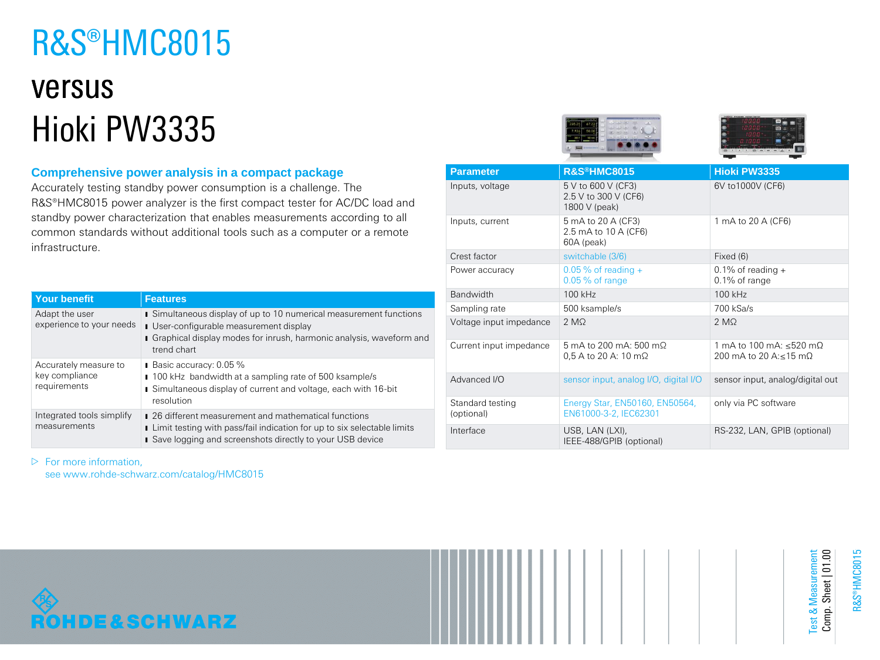# R&S®HMC8015

# versus
# Hioki PW3335

## Comprehensive power analysis in a compact package

Accurately testing standby power consumption is a challenge. The R&S®HMC8015 power analyzer is the first compact tester for AC/DC load and standby power characterization that enables measurements according to all common standards without additional tools such as a computer or a remote infrastructure.

| Your benefit | Features |
| --- | --- |
| Adapt the user experience to your needs | ▮ Simultaneous display of up to 10 numerical measurement functions<br>▮ User-configurable measurement display<br>▮ Graphical display modes for inrush, harmonic analysis, waveform and trend chart |
| Accurately measure to key compliance requirements | ▮ Basic accuracy: 0.05 %<br>▮ 100 kHz bandwidth at a sampling rate of 500 ksample/s<br>▮ Simultaneous display of current and voltage, each with 16-bit resolution |
| Integrated tools simplify measurements | ▮ 26 different measurement and mathematical functions<br>▮ Limit testing with pass/fail indication for up to six selectable limits<br>▮ Save logging and screenshots directly to your USB device |

▷ For more information, see www.rohde-schwarz.com/catalog/HMC8015

| Parameter | R&S®HMC8015 | Hioki PW3335 |
| --- | --- | --- |
| Inputs, voltage | 5 V to 600 V (CF3)<br>2.5 V to 300 V (CF6)<br>1800 V (peak) | 6V to1000V (CF6) |
| Inputs, current | 5 mA to 20 A (CF3)<br>2.5 mA to 10 A (CF6)<br>60A (peak) | 1 mA to 20 A (CF6) |
| Crest factor | switchable (3/6) | Fixed (6) |
| Power accuracy | 0.05 % of reading + 0.05 % of range | 0.1% of reading + 0.1% of range |
| Bandwidth | 100 kHz | 100 kHz |
| Sampling rate | 500 ksample/s | 700 kSa/s |
| Voltage input impedance | 2 MΩ | 2 MΩ |
| Current input impedance | 5 mA to 200 mA: 500 mΩ<br>0,5 A to 20 A: 10 mΩ | 1 mA to 100 mA: ≤520 mΩ<br>200 mA to 20 A:≤15 mΩ |
| Advanced I/O | sensor input, analog I/O, digital I/O | sensor input, analog/digital out |
| Standard testing (optional) | Energy Star, EN50160, EN50564, EN61000-3-2, IEC62301 | only via PC software |
| Interface | USB, LAN (LXI), IEEE-488/GPIB (optional) | RS-232, LAN, GPIB (optional) |

ROHDE&SCHWARZ

Test & Measurement
Comp. Sheet | 01.00
R&S®HMC8015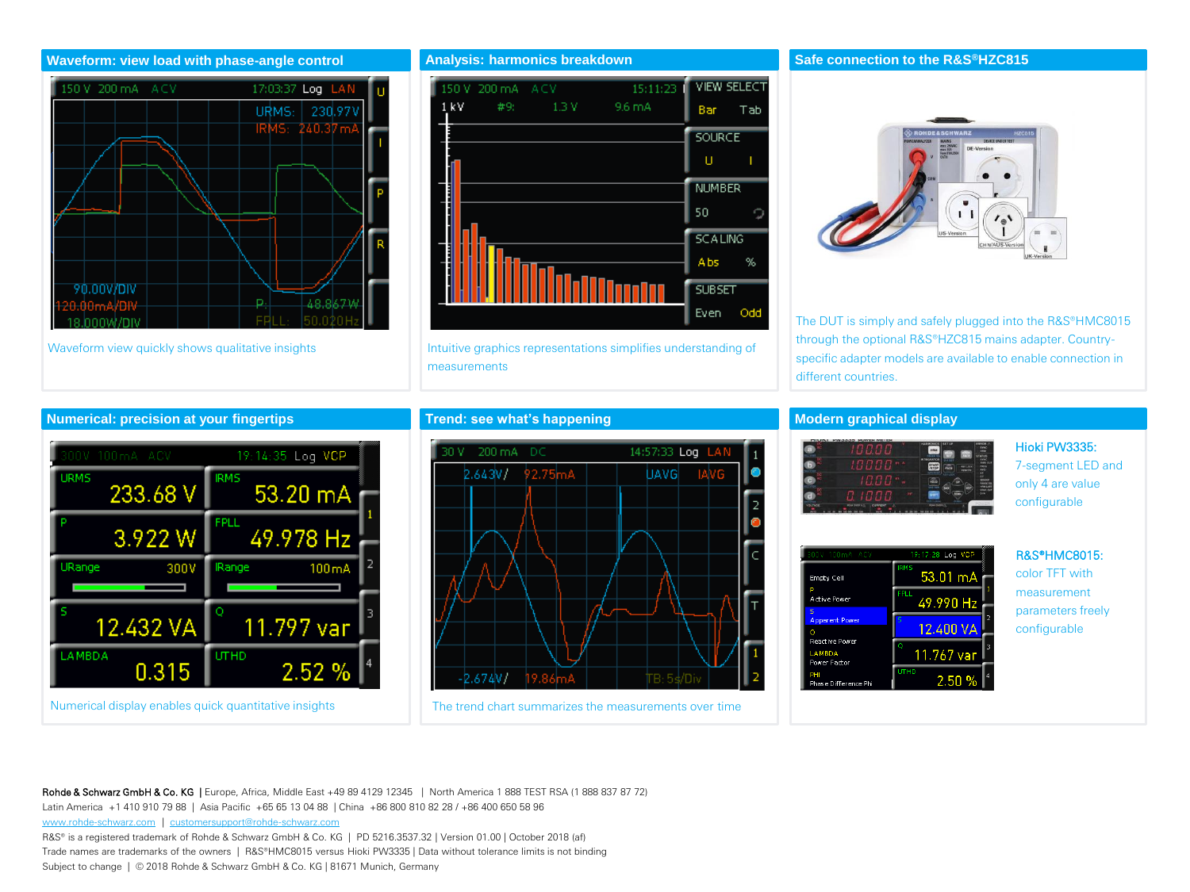## Waveform: view load with phase-angle control

Waveform view quickly shows qualitative insights

## Analysis: harmonics breakdown

Intuitive graphics representations simplifies understanding of measurements

## Safe connection to the R&S®HZC815

The DUT is simply and safely plugged into the R&S®HMC8015 through the optional R&S®HZC815 mains adapter. Country-specific adapter models are available to enable connection in different countries.

## Numerical: precision at your fingertips

Numerical display enables quick quantitative insights

## Trend: see what's happening

The trend chart summarizes the measurements over time

## Modern graphical display

Hioki PW3335: 7-segment LED and only 4 are value configurable

R&S®HMC8015: color TFT with measurement parameters freely configurable

**Rohde & Schwarz GmbH & Co. KG** | Europe, Africa, Middle East +49 89 4129 12345 | North America 1 888 TEST RSA (1 888 837 87 72) Latin America +1 410 910 79 88 | Asia Pacific +65 65 13 04 88 | China +86 800 810 82 28 / +86 400 650 58 96
www.rohde-schwarz.com | customersupport@rohde-schwarz.com
R&S® is a registered trademark of Rohde & Schwarz GmbH & Co. KG | PD 5216.3537.32 | Version 01.00 | October 2018 (af)
Trade names are trademarks of the owners | R&S®HMC8015 versus Hioki PW3335 | Data without tolerance limits is not binding
Subject to change | © 2018 Rohde & Schwarz GmbH & Co. KG | 81671 Munich, Germany